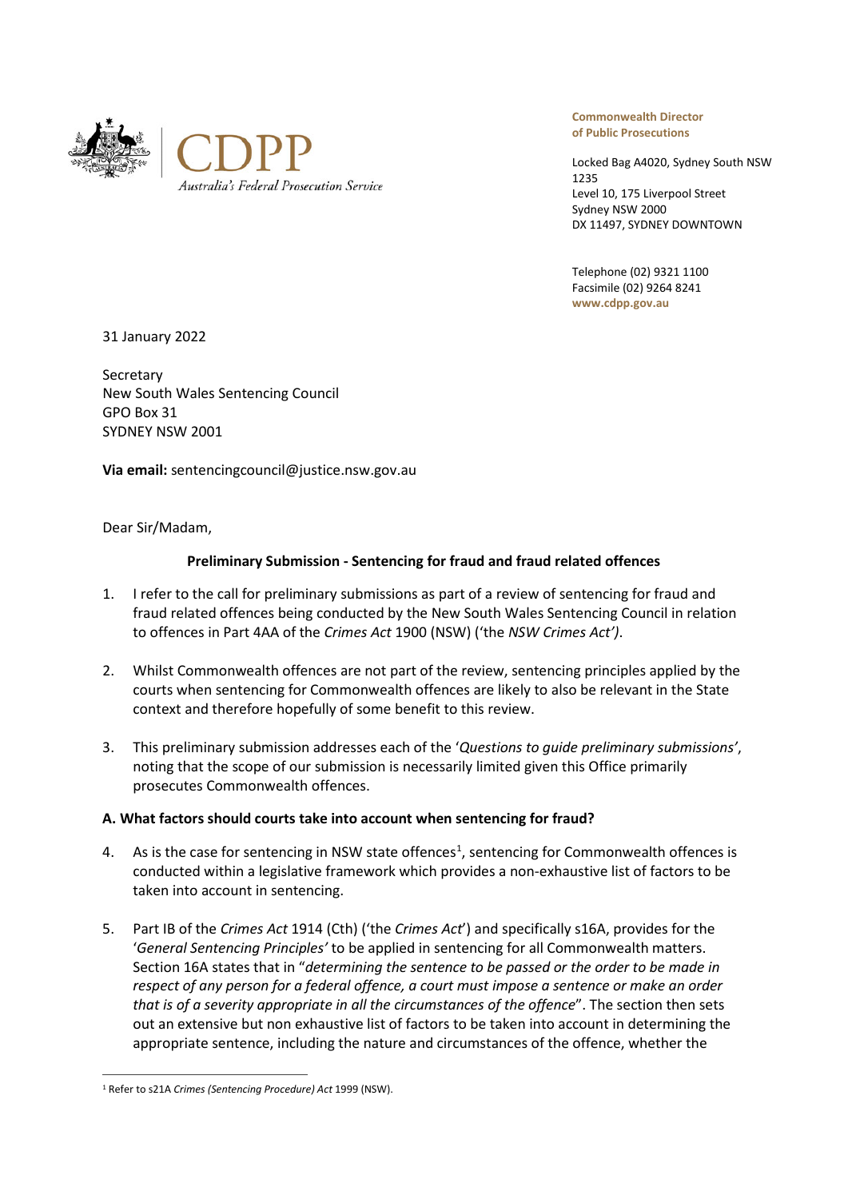CDPP

*Australia's Federal Prosecution Service*

**Commonwealth Director of Public Prosecutions**

Locked Bag A4020, Sydney South NSW 1235
Level 10, 175 Liverpool Street
Sydney NSW 2000
DX 11497, SYDNEY DOWNTOWN

Telephone (02) 9321 1100
Facsimile (02) 9264 8241
**www.cdpp.gov.au**

31 January 2022

Secretary
New South Wales Sentencing Council
GPO Box 31
SYDNEY NSW 2001

**Via email:** sentencingcouncil@justice.nsw.gov.au

Dear Sir/Madam,

**Preliminary Submission - Sentencing for fraud and fraud related offences**

1. I refer to the call for preliminary submissions as part of a review of sentencing for fraud and fraud related offences being conducted by the New South Wales Sentencing Council in relation to offences in Part 4AA of the *Crimes Act* 1900 (NSW) ('the *NSW Crimes Act')*.

2. Whilst Commonwealth offences are not part of the review, sentencing principles applied by the courts when sentencing for Commonwealth offences are likely to also be relevant in the State context and therefore hopefully of some benefit to this review.

3. This preliminary submission addresses each of the '*Questions to guide preliminary submissions'*, noting that the scope of our submission is necessarily limited given this Office primarily prosecutes Commonwealth offences.

**A. What factors should courts take into account when sentencing for fraud?**

4. As is the case for sentencing in NSW state offences[1], sentencing for Commonwealth offences is conducted within a legislative framework which provides a non-exhaustive list of factors to be taken into account in sentencing.

5. Part IB of the *Crimes Act* 1914 (Cth) ('the *Crimes Act*') and specifically s16A, provides for the '*General Sentencing Principles'* to be applied in sentencing for all Commonwealth matters. Section 16A states that in "*determining the sentence to be passed or the order to be made in respect of any person for a federal offence, a court must impose a sentence or make an order that is of a severity appropriate in all the circumstances of the offence*". The section then sets out an extensive but non exhaustive list of factors to be taken into account in determining the appropriate sentence, including the nature and circumstances of the offence, whether the

[1] Refer to s21A *Crimes (Sentencing Procedure) Act* 1999 (NSW).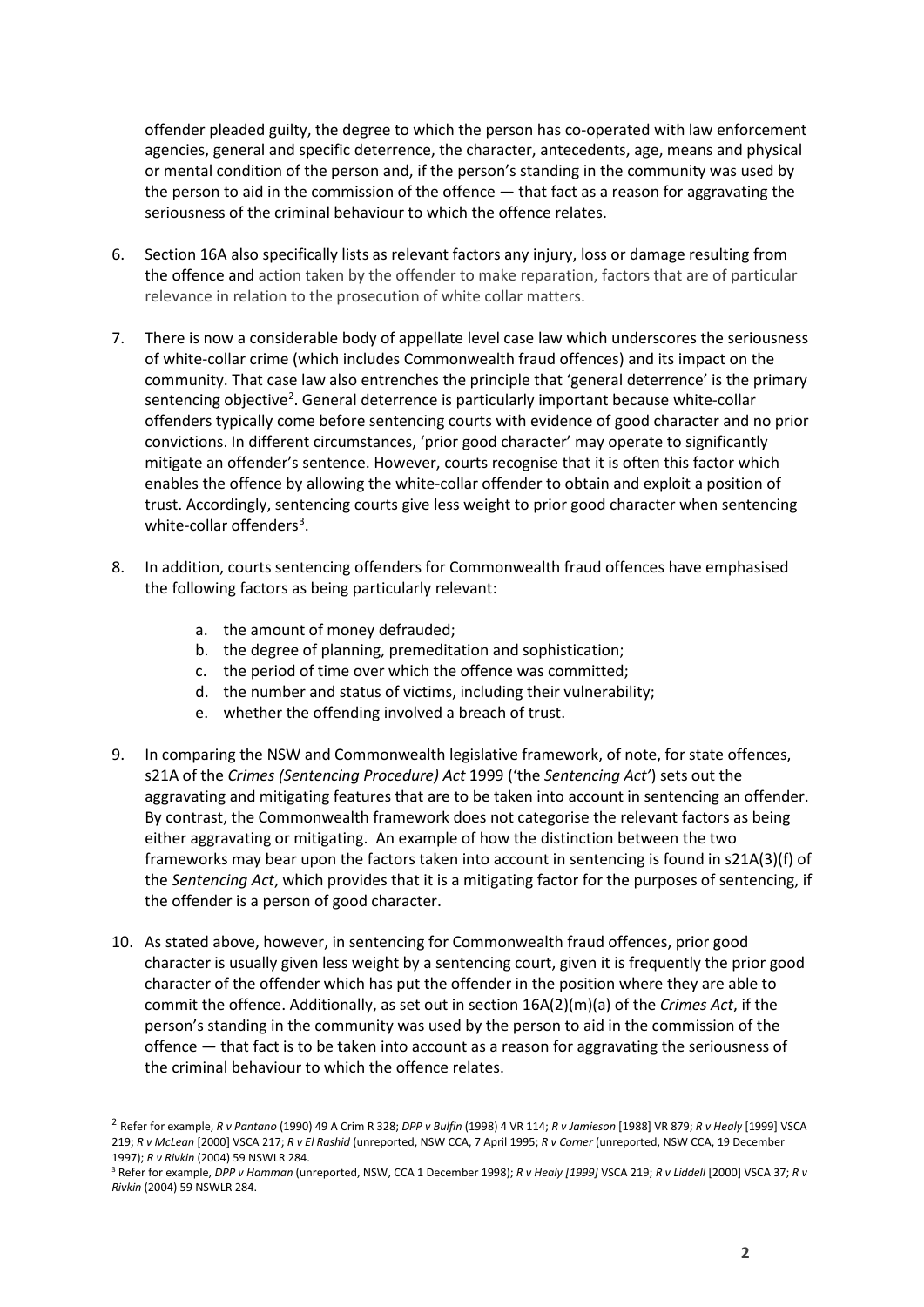offender pleaded guilty, the degree to which the person has co-operated with law enforcement agencies, general and specific deterrence, the character, antecedents, age, means and physical or mental condition of the person and, if the person's standing in the community was used by the person to aid in the commission of the offence — that fact as a reason for aggravating the seriousness of the criminal behaviour to which the offence relates.

6. Section 16A also specifically lists as relevant factors any injury, loss or damage resulting from the offence and action taken by the offender to make reparation, factors that are of particular relevance in relation to the prosecution of white collar matters.

7. There is now a considerable body of appellate level case law which underscores the seriousness of white-collar crime (which includes Commonwealth fraud offences) and its impact on the community. That case law also entrenches the principle that 'general deterrence' is the primary sentencing objective[2]. General deterrence is particularly important because white-collar offenders typically come before sentencing courts with evidence of good character and no prior convictions. In different circumstances, 'prior good character' may operate to significantly mitigate an offender's sentence. However, courts recognise that it is often this factor which enables the offence by allowing the white-collar offender to obtain and exploit a position of trust. Accordingly, sentencing courts give less weight to prior good character when sentencing white-collar offenders[3].

8. In addition, courts sentencing offenders for Commonwealth fraud offences have emphasised the following factors as being particularly relevant:

    a. the amount of money defrauded;
    b. the degree of planning, premeditation and sophistication;
    c. the period of time over which the offence was committed;
    d. the number and status of victims, including their vulnerability;
    e. whether the offending involved a breach of trust.

9. In comparing the NSW and Commonwealth legislative framework, of note, for state offences, s21A of the *Crimes (Sentencing Procedure) Act* 1999 ('the *Sentencing Act*') sets out the aggravating and mitigating features that are to be taken into account in sentencing an offender. By contrast, the Commonwealth framework does not categorise the relevant factors as being either aggravating or mitigating. An example of how the distinction between the two frameworks may bear upon the factors taken into account in sentencing is found in s21A(3)(f) of the *Sentencing Act*, which provides that it is a mitigating factor for the purposes of sentencing, if the offender is a person of good character.

10. As stated above, however, in sentencing for Commonwealth fraud offences, prior good character is usually given less weight by a sentencing court, given it is frequently the prior good character of the offender which has put the offender in the position where they are able to commit the offence. Additionally, as set out in section 16A(2)(m)(a) of the *Crimes Act*, if the person's standing in the community was used by the person to aid in the commission of the offence — that fact is to be taken into account as a reason for aggravating the seriousness of the criminal behaviour to which the offence relates.

---

[2] Refer for example, *R v Pantano* (1990) 49 A Crim R 328; *DPP v Bulfin* (1998) 4 VR 114; *R v Jamieson* [1988] VR 879; *R v Healy* [1999] VSCA 219; *R v McLean* [2000] VSCA 217; *R v El Rashid* (unreported, NSW CCA, 7 April 1995; *R v Corner* (unreported, NSW CCA, 19 December 1997); *R v Rivkin* (2004) 59 NSWLR 284.

[3] Refer for example, *DPP v Hamman* (unreported, NSW, CCA 1 December 1998); *R v Healy [1999]* VSCA 219; *R v Liddell* [2000] VSCA 37; *R v Rivkin* (2004) 59 NSWLR 284.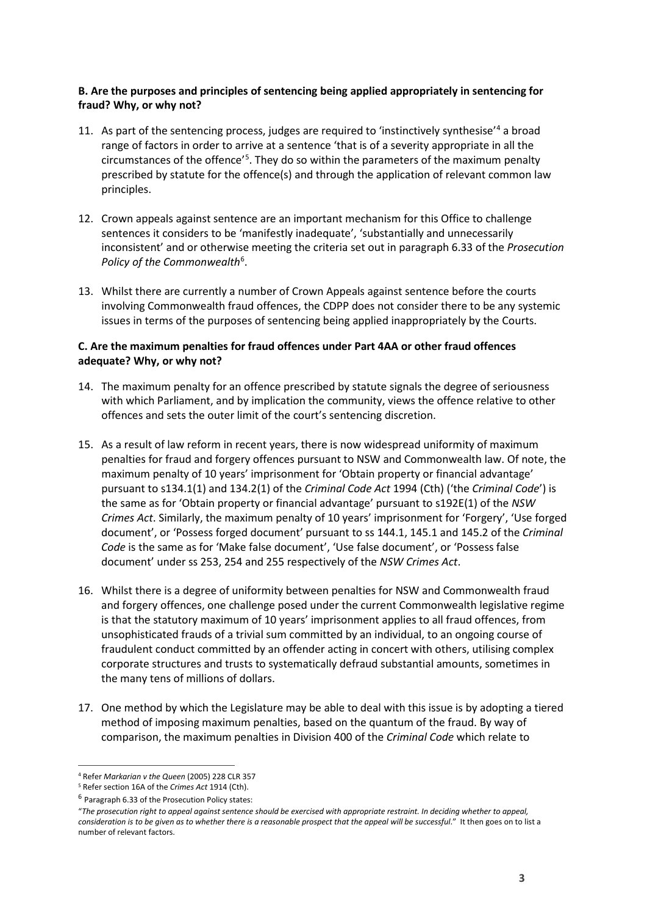**B. Are the purposes and principles of sentencing being applied appropriately in sentencing for fraud? Why, or why not?**

11. As part of the sentencing process, judges are required to 'instinctively synthesise'[4] a broad range of factors in order to arrive at a sentence 'that is of a severity appropriate in all the circumstances of the offence'[5]. They do so within the parameters of the maximum penalty prescribed by statute for the offence(s) and through the application of relevant common law principles.

12. Crown appeals against sentence are an important mechanism for this Office to challenge sentences it considers to be 'manifestly inadequate', 'substantially and unnecessarily inconsistent' and or otherwise meeting the criteria set out in paragraph 6.33 of the *Prosecution Policy of the Commonwealth*[6].

13. Whilst there are currently a number of Crown Appeals against sentence before the courts involving Commonwealth fraud offences, the CDPP does not consider there to be any systemic issues in terms of the purposes of sentencing being applied inappropriately by the Courts.

**C. Are the maximum penalties for fraud offences under Part 4AA or other fraud offences adequate? Why, or why not?**

14. The maximum penalty for an offence prescribed by statute signals the degree of seriousness with which Parliament, and by implication the community, views the offence relative to other offences and sets the outer limit of the court's sentencing discretion.

15. As a result of law reform in recent years, there is now widespread uniformity of maximum penalties for fraud and forgery offences pursuant to NSW and Commonwealth law. Of note, the maximum penalty of 10 years' imprisonment for 'Obtain property or financial advantage' pursuant to s134.1(1) and 134.2(1) of the *Criminal Code Act* 1994 (Cth) ('the *Criminal Code*') is the same as for 'Obtain property or financial advantage' pursuant to s192E(1) of the *NSW Crimes Act*. Similarly, the maximum penalty of 10 years' imprisonment for 'Forgery', 'Use forged document', or 'Possess forged document' pursuant to ss 144.1, 145.1 and 145.2 of the *Criminal Code* is the same as for 'Make false document', 'Use false document', or 'Possess false document' under ss 253, 254 and 255 respectively of the *NSW Crimes Act*.

16. Whilst there is a degree of uniformity between penalties for NSW and Commonwealth fraud and forgery offences, one challenge posed under the current Commonwealth legislative regime is that the statutory maximum of 10 years' imprisonment applies to all fraud offences, from unsophisticated frauds of a trivial sum committed by an individual, to an ongoing course of fraudulent conduct committed by an offender acting in concert with others, utilising complex corporate structures and trusts to systematically defraud substantial amounts, sometimes in the many tens of millions of dollars.

17. One method by which the Legislature may be able to deal with this issue is by adopting a tiered method of imposing maximum penalties, based on the quantum of the fraud. By way of comparison, the maximum penalties in Division 400 of the *Criminal Code* which relate to

---

[4] Refer *Markarian v the Queen* (2005) 228 CLR 357

[5] Refer section 16A of the *Crimes Act* 1914 (Cth).

[6] Paragraph 6.33 of the Prosecution Policy states:

"*The prosecution right to appeal against sentence should be exercised with appropriate restraint. In deciding whether to appeal, consideration is to be given as to whether there is a reasonable prospect that the appeal will be successful.*" It then goes on to list a number of relevant factors.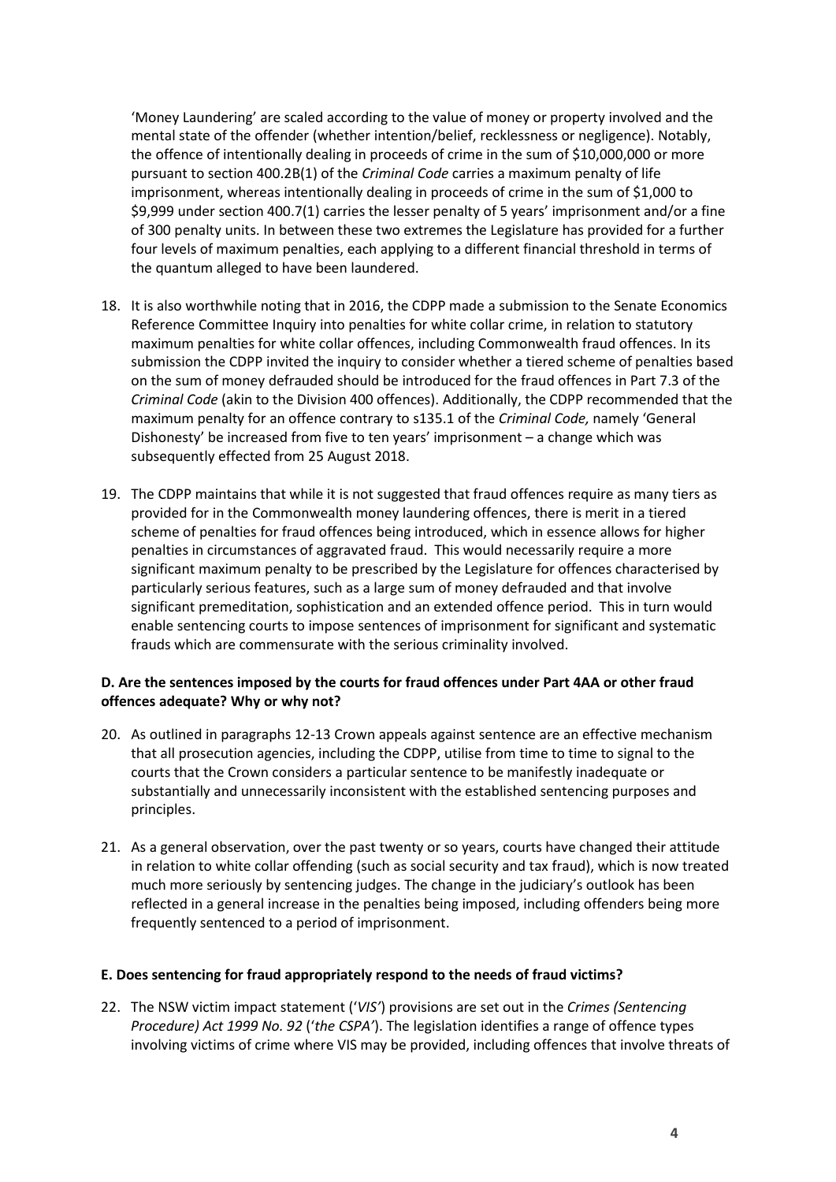'Money Laundering' are scaled according to the value of money or property involved and the mental state of the offender (whether intention/belief, recklessness or negligence). Notably, the offence of intentionally dealing in proceeds of crime in the sum of $10,000,000 or more pursuant to section 400.2B(1) of the *Criminal Code* carries a maximum penalty of life imprisonment, whereas intentionally dealing in proceeds of crime in the sum of $1,000 to $9,999 under section 400.7(1) carries the lesser penalty of 5 years' imprisonment and/or a fine of 300 penalty units. In between these two extremes the Legislature has provided for a further four levels of maximum penalties, each applying to a different financial threshold in terms of the quantum alleged to have been laundered.

18. It is also worthwhile noting that in 2016, the CDPP made a submission to the Senate Economics Reference Committee Inquiry into penalties for white collar crime, in relation to statutory maximum penalties for white collar offences, including Commonwealth fraud offences. In its submission the CDPP invited the inquiry to consider whether a tiered scheme of penalties based on the sum of money defrauded should be introduced for the fraud offences in Part 7.3 of the *Criminal Code* (akin to the Division 400 offences). Additionally, the CDPP recommended that the maximum penalty for an offence contrary to s135.1 of the *Criminal Code,* namely 'General Dishonesty' be increased from five to ten years' imprisonment – a change which was subsequently effected from 25 August 2018.

19. The CDPP maintains that while it is not suggested that fraud offences require as many tiers as provided for in the Commonwealth money laundering offences, there is merit in a tiered scheme of penalties for fraud offences being introduced, which in essence allows for higher penalties in circumstances of aggravated fraud. This would necessarily require a more significant maximum penalty to be prescribed by the Legislature for offences characterised by particularly serious features, such as a large sum of money defrauded and that involve significant premeditation, sophistication and an extended offence period. This in turn would enable sentencing courts to impose sentences of imprisonment for significant and systematic frauds which are commensurate with the serious criminality involved.

**D. Are the sentences imposed by the courts for fraud offences under Part 4AA or other fraud offences adequate? Why or why not?**

20. As outlined in paragraphs 12-13 Crown appeals against sentence are an effective mechanism that all prosecution agencies, including the CDPP, utilise from time to time to signal to the courts that the Crown considers a particular sentence to be manifestly inadequate or substantially and unnecessarily inconsistent with the established sentencing purposes and principles.

21. As a general observation, over the past twenty or so years, courts have changed their attitude in relation to white collar offending (such as social security and tax fraud), which is now treated much more seriously by sentencing judges. The change in the judiciary's outlook has been reflected in a general increase in the penalties being imposed, including offenders being more frequently sentenced to a period of imprisonment.

**E. Does sentencing for fraud appropriately respond to the needs of fraud victims?**

22. The NSW victim impact statement ('*VIS*') provisions are set out in the *Crimes (Sentencing Procedure) Act 1999 No. 92* ('*the CSPA*'). The legislation identifies a range of offence types involving victims of crime where VIS may be provided, including offences that involve threats of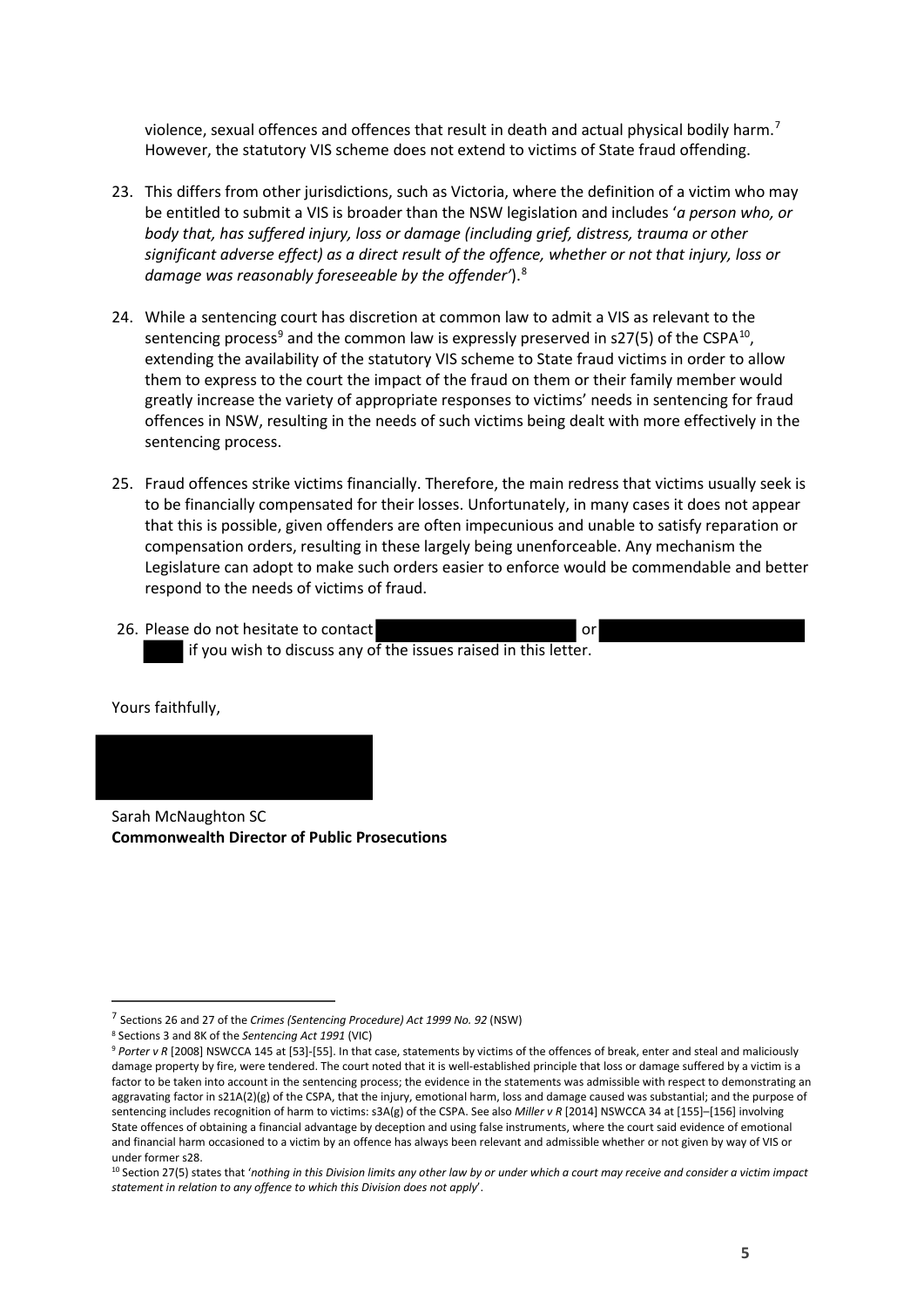violence, sexual offences and offences that result in death and actual physical bodily harm.[7] However, the statutory VIS scheme does not extend to victims of State fraud offending.

23. This differs from other jurisdictions, such as Victoria, where the definition of a victim who may be entitled to submit a VIS is broader than the NSW legislation and includes '*a person who, or body that, has suffered injury, loss or damage (including grief, distress, trauma or other significant adverse effect) as a direct result of the offence, whether or not that injury, loss or damage was reasonably foreseeable by the offender*').[8]

24. While a sentencing court has discretion at common law to admit a VIS as relevant to the sentencing process[9] and the common law is expressly preserved in s27(5) of the CSPA[10], extending the availability of the statutory VIS scheme to State fraud victims in order to allow them to express to the court the impact of the fraud on them or their family member would greatly increase the variety of appropriate responses to victims' needs in sentencing for fraud offences in NSW, resulting in the needs of such victims being dealt with more effectively in the sentencing process.

25. Fraud offences strike victims financially. Therefore, the main redress that victims usually seek is to be financially compensated for their losses. Unfortunately, in many cases it does not appear that this is possible, given offenders are often impecunious and unable to satisfy reparation or compensation orders, resulting in these largely being unenforceable. Any mechanism the Legislature can adopt to make such orders easier to enforce would be commendable and better respond to the needs of victims of fraud.

26. Please do not hesitate to contact [redacted] or [redacted] if you wish to discuss any of the issues raised in this letter.

Yours faithfully,

[redacted]

Sarah McNaughton SC
**Commonwealth Director of Public Prosecutions**

---

[7] Sections 26 and 27 of the *Crimes (Sentencing Procedure) Act 1999 No. 92* (NSW)

[8] Sections 3 and 8K of the *Sentencing Act 1991* (VIC)

[9] *Porter v R* [2008] NSWCCA 145 at [53]-[55]. In that case, statements by victims of the offences of break, enter and steal and maliciously damage property by fire, were tendered. The court noted that it is well-established principle that loss or damage suffered by a victim is a factor to be taken into account in the sentencing process; the evidence in the statements was admissible with respect to demonstrating an aggravating factor in s21A(2)(g) of the CSPA, that the injury, emotional harm, loss and damage caused was substantial; and the purpose of sentencing includes recognition of harm to victims: s3A(g) of the CSPA. See also *Miller v R* [2014] NSWCCA 34 at [155]–[156] involving State offences of obtaining a financial advantage by deception and using false instruments, where the court said evidence of emotional and financial harm occasioned to a victim by an offence has always been relevant and admissible whether or not given by way of VIS or under former s28.

[10] Section 27(5) states that '*nothing in this Division limits any other law by or under which a court may receive and consider a victim impact statement in relation to any offence to which this Division does not apply*'.